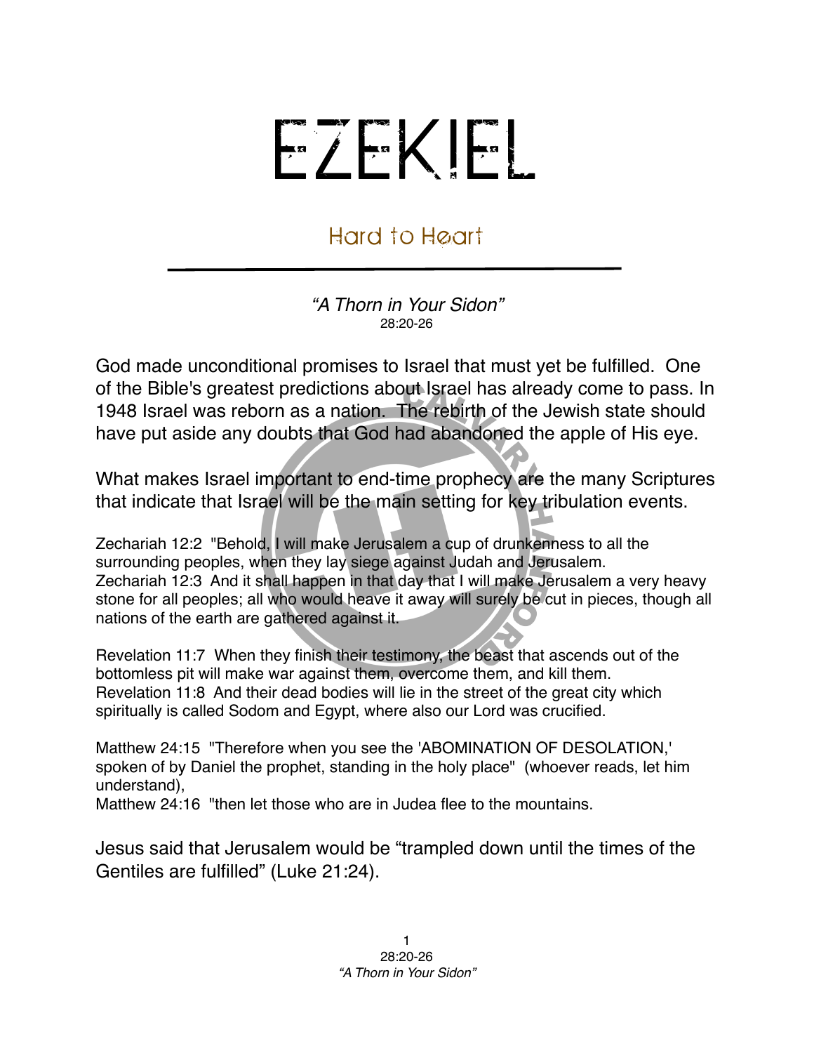# EZEKIEL

## Hard to Heart

*"A Thorn in Your Sidon"*
28:20-26

God made unconditional promises to Israel that must yet be fulfilled. One of the Bible's greatest predictions about Israel has already come to pass. In 1948 Israel was reborn as a nation. The rebirth of the Jewish state should have put aside any doubts that God had abandoned the apple of His eye.

What makes Israel important to end-time prophecy are the many Scriptures that indicate that Israel will be the main setting for key tribulation events.

Zechariah 12:2 "Behold, I will make Jerusalem a cup of drunkenness to all the surrounding peoples, when they lay siege against Judah and Jerusalem.
Zechariah 12:3 And it shall happen in that day that I will make Jerusalem a very heavy stone for all peoples; all who would heave it away will surely be cut in pieces, though all nations of the earth are gathered against it.

Revelation 11:7 When they finish their testimony, the beast that ascends out of the bottomless pit will make war against them, overcome them, and kill them.
Revelation 11:8 And their dead bodies will lie in the street of the great city which spiritually is called Sodom and Egypt, where also our Lord was crucified.

Matthew 24:15 "Therefore when you see the 'ABOMINATION OF DESOLATION,' spoken of by Daniel the prophet, standing in the holy place" (whoever reads, let him understand),
Matthew 24:16 "then let those who are in Judea flee to the mountains.

Jesus said that Jerusalem would be "trampled down until the times of the Gentiles are fulfilled" (Luke 21:24).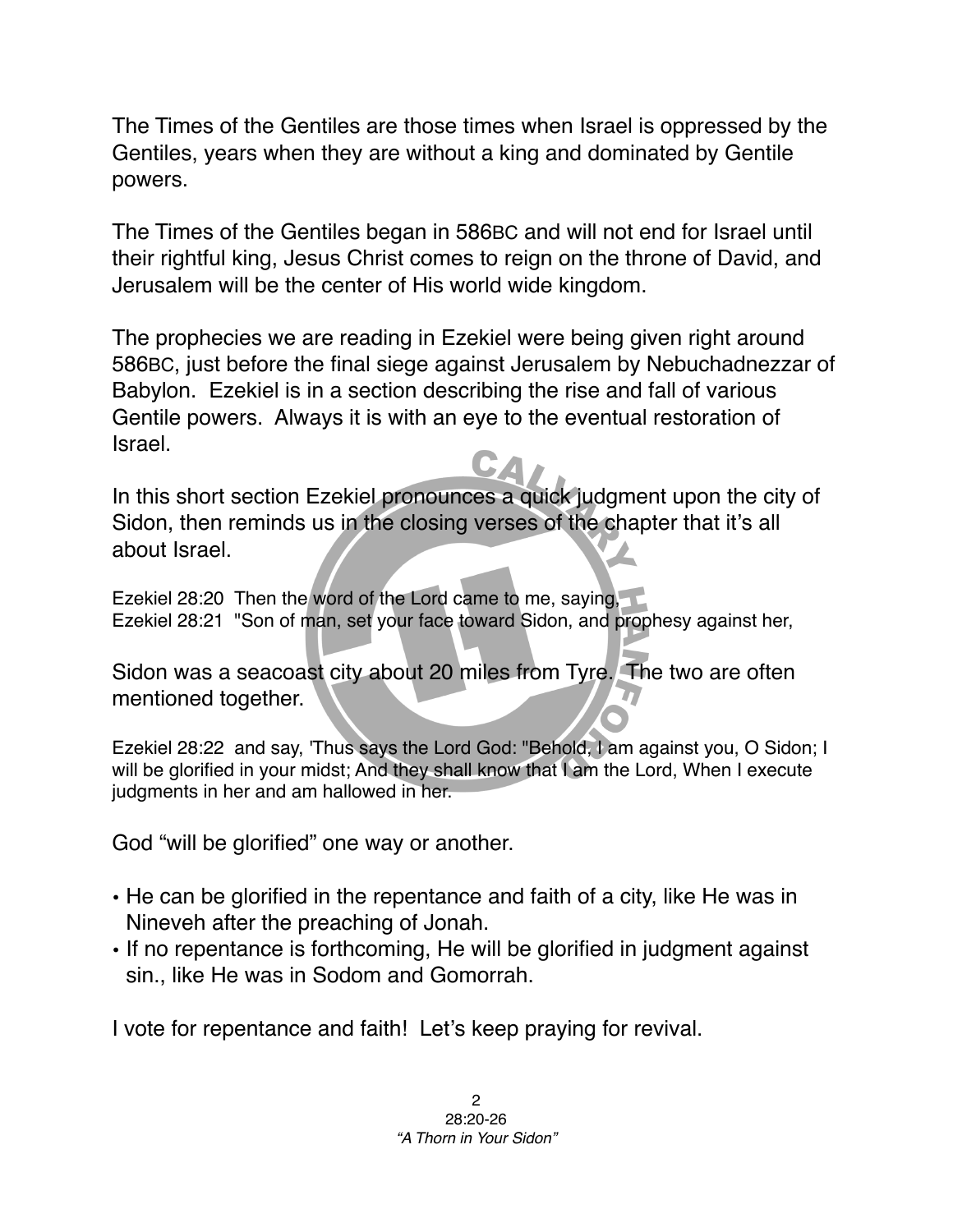The Times of the Gentiles are those times when Israel is oppressed by the Gentiles, years when they are without a king and dominated by Gentile powers.

The Times of the Gentiles began in 586BC and will not end for Israel until their rightful king, Jesus Christ comes to reign on the throne of David, and Jerusalem will be the center of His world wide kingdom.

The prophecies we are reading in Ezekiel were being given right around 586BC, just before the final siege against Jerusalem by Nebuchadnezzar of Babylon. Ezekiel is in a section describing the rise and fall of various Gentile powers. Always it is with an eye to the eventual restoration of Israel.

In this short section Ezekiel pronounces a quick judgment upon the city of Sidon, then reminds us in the closing verses of the chapter that it's all about Israel.

Ezekiel 28:20 Then the word of the Lord came to me, saying,
Ezekiel 28:21 "Son of man, set your face toward Sidon, and prophesy against her,

Sidon was a seacoast city about 20 miles from Tyre. The two are often mentioned together.

Ezekiel 28:22 and say, 'Thus says the Lord God: "Behold, I am against you, O Sidon; I will be glorified in your midst; And they shall know that I am the Lord, When I execute judgments in her and am hallowed in her.

God "will be glorified" one way or another.

- He can be glorified in the repentance and faith of a city, like He was in Nineveh after the preaching of Jonah.
- If no repentance is forthcoming, He will be glorified in judgment against sin., like He was in Sodom and Gomorrah.

I vote for repentance and faith! Let's keep praying for revival.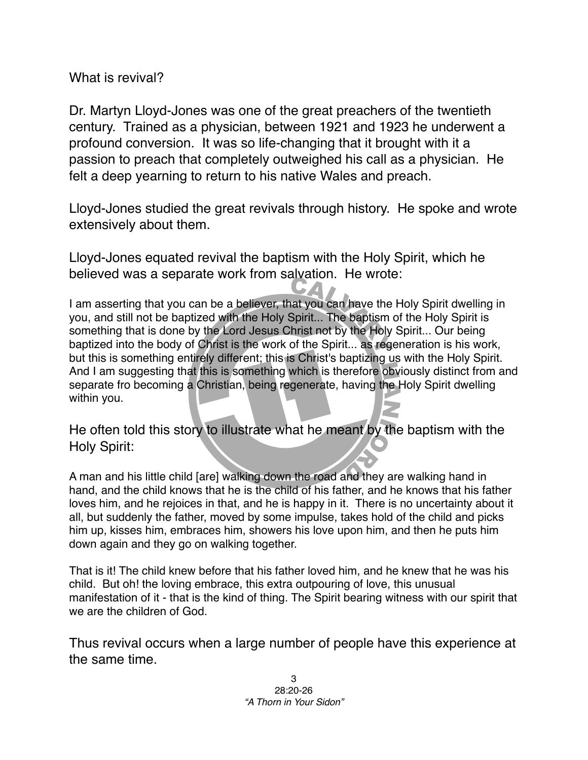What is revival?

Dr. Martyn Lloyd-Jones was one of the great preachers of the twentieth century. Trained as a physician, between 1921 and 1923 he underwent a profound conversion. It was so life-changing that it brought with it a passion to preach that completely outweighed his call as a physician. He felt a deep yearning to return to his native Wales and preach.

Lloyd-Jones studied the great revivals through history. He spoke and wrote extensively about them.

Lloyd-Jones equated revival the baptism with the Holy Spirit, which he believed was a separate work from salvation. He wrote:

I am asserting that you can be a believer, that you can have the Holy Spirit dwelling in you, and still not be baptized with the Holy Spirit... The baptism of the Holy Spirit is something that is done by the Lord Jesus Christ not by the Holy Spirit... Our being baptized into the body of Christ is the work of the Spirit... as regeneration is his work, but this is something entirely different; this is Christ's baptizing us with the Holy Spirit. And I am suggesting that this is something which is therefore obviously distinct from and separate fro becoming a Christian, being regenerate, having the Holy Spirit dwelling within you.

He often told this story to illustrate what he meant by the baptism with the Holy Spirit:

A man and his little child [are] walking down the road and they are walking hand in hand, and the child knows that he is the child of his father, and he knows that his father loves him, and he rejoices in that, and he is happy in it. There is no uncertainty about it all, but suddenly the father, moved by some impulse, takes hold of the child and picks him up, kisses him, embraces him, showers his love upon him, and then he puts him down again and they go on walking together.

That is it! The child knew before that his father loved him, and he knew that he was his child. But oh! the loving embrace, this extra outpouring of love, this unusual manifestation of it - that is the kind of thing. The Spirit bearing witness with our spirit that we are the children of God.

Thus revival occurs when a large number of people have this experience at the same time.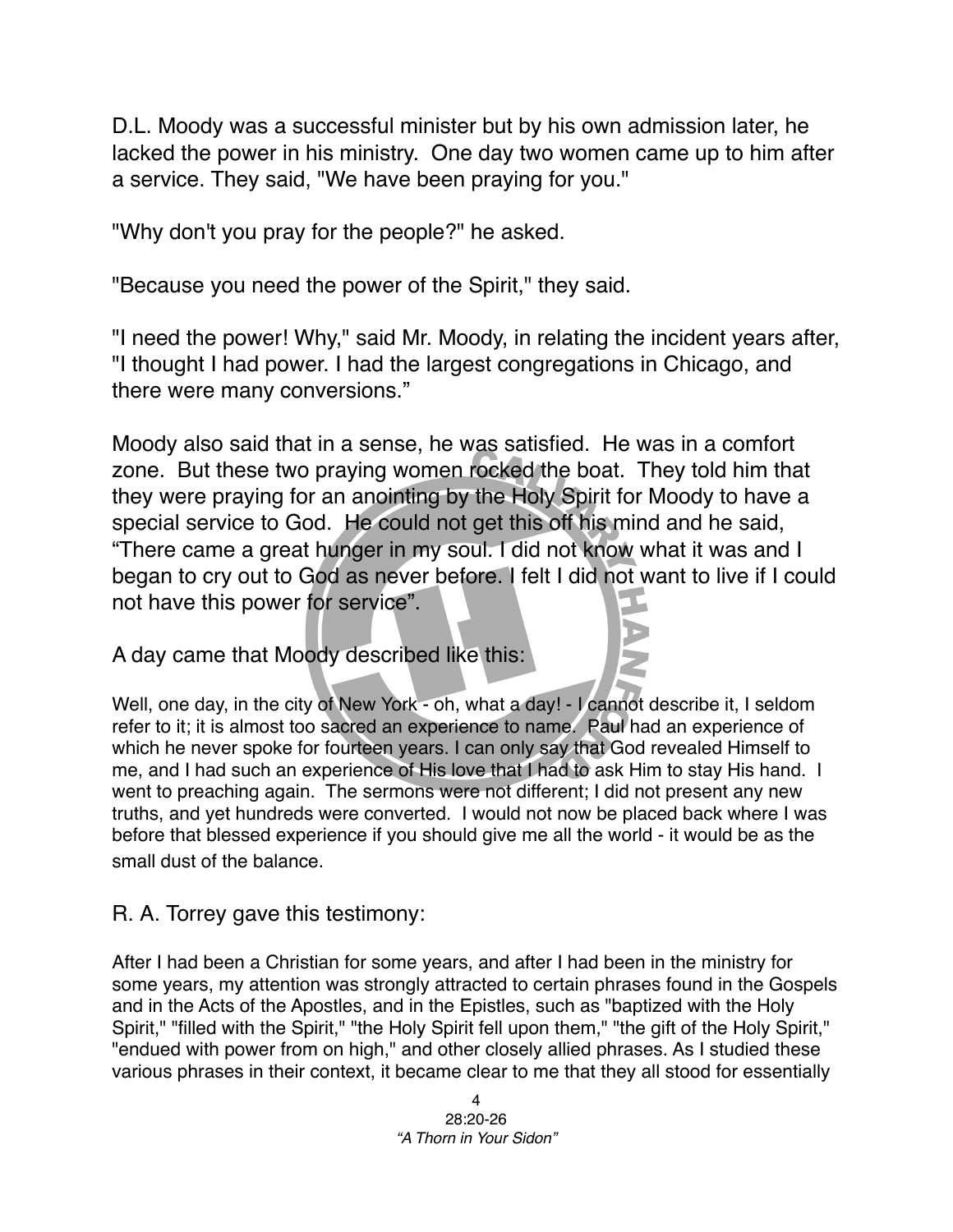D.L. Moody was a successful minister but by his own admission later, he lacked the power in his ministry. One day two women came up to him after a service. They said, "We have been praying for you."

"Why don't you pray for the people?" he asked.

"Because you need the power of the Spirit," they said.

"I need the power! Why," said Mr. Moody, in relating the incident years after, "I thought I had power. I had the largest congregations in Chicago, and there were many conversions."

Moody also said that in a sense, he was satisfied. He was in a comfort zone. But these two praying women rocked the boat. They told him that they were praying for an anointing by the Holy Spirit for Moody to have a special service to God. He could not get this off his mind and he said, "There came a great hunger in my soul. I did not know what it was and I began to cry out to God as never before. I felt I did not want to live if I could not have this power for service".

A day came that Moody described like this:

Well, one day, in the city of New York - oh, what a day! - I cannot describe it, I seldom refer to it; it is almost too sacred an experience to name. Paul had an experience of which he never spoke for fourteen years. I can only say that God revealed Himself to me, and I had such an experience of His love that I had to ask Him to stay His hand. I went to preaching again. The sermons were not different; I did not present any new truths, and yet hundreds were converted. I would not now be placed back where I was before that blessed experience if you should give me all the world - it would be as the small dust of the balance.

R. A. Torrey gave this testimony:

After I had been a Christian for some years, and after I had been in the ministry for some years, my attention was strongly attracted to certain phrases found in the Gospels and in the Acts of the Apostles, and in the Epistles, such as "baptized with the Holy Spirit," "filled with the Spirit," "the Holy Spirit fell upon them," "the gift of the Holy Spirit," "endued with power from on high," and other closely allied phrases. As I studied these various phrases in their context, it became clear to me that they all stood for essentially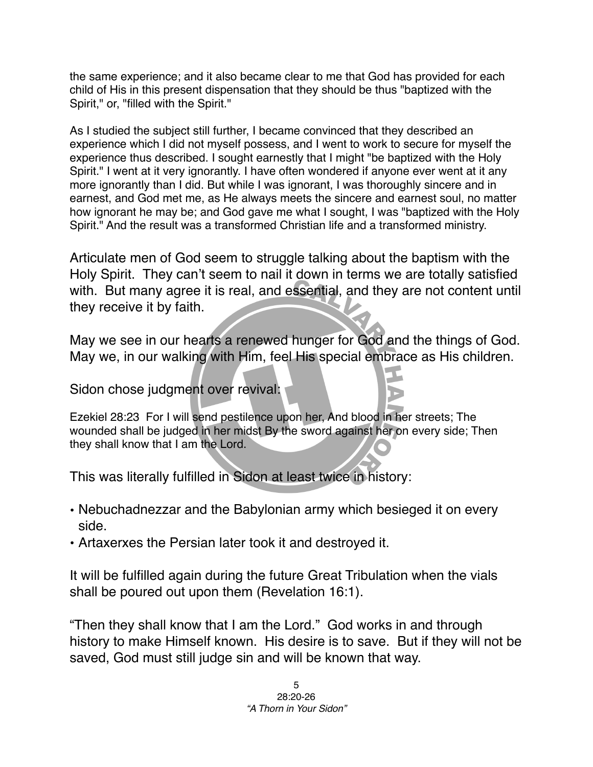the same experience; and it also became clear to me that God has provided for each child of His in this present dispensation that they should be thus "baptized with the Spirit," or, "filled with the Spirit."

As I studied the subject still further, I became convinced that they described an experience which I did not myself possess, and I went to work to secure for myself the experience thus described. I sought earnestly that I might "be baptized with the Holy Spirit." I went at it very ignorantly. I have often wondered if anyone ever went at it any more ignorantly than I did. But while I was ignorant, I was thoroughly sincere and in earnest, and God met me, as He always meets the sincere and earnest soul, no matter how ignorant he may be; and God gave me what I sought, I was "baptized with the Holy Spirit." And the result was a transformed Christian life and a transformed ministry.

Articulate men of God seem to struggle talking about the baptism with the Holy Spirit. They can't seem to nail it down in terms we are totally satisfied with. But many agree it is real, and essential, and they are not content until they receive it by faith.

May we see in our hearts a renewed hunger for God and the things of God. May we, in our walking with Him, feel His special embrace as His children.

Sidon chose judgment over revival:

Ezekiel 28:23 For I will send pestilence upon her, And blood in her streets; The wounded shall be judged in her midst By the sword against her on every side; Then they shall know that I am the Lord.

This was literally fulfilled in Sidon at least twice in history:

- Nebuchadnezzar and the Babylonian army which besieged it on every side.
- Artaxerxes the Persian later took it and destroyed it.

It will be fulfilled again during the future Great Tribulation when the vials shall be poured out upon them (Revelation 16:1).

"Then they shall know that I am the Lord." God works in and through history to make Himself known. His desire is to save. But if they will not be saved, God must still judge sin and will be known that way.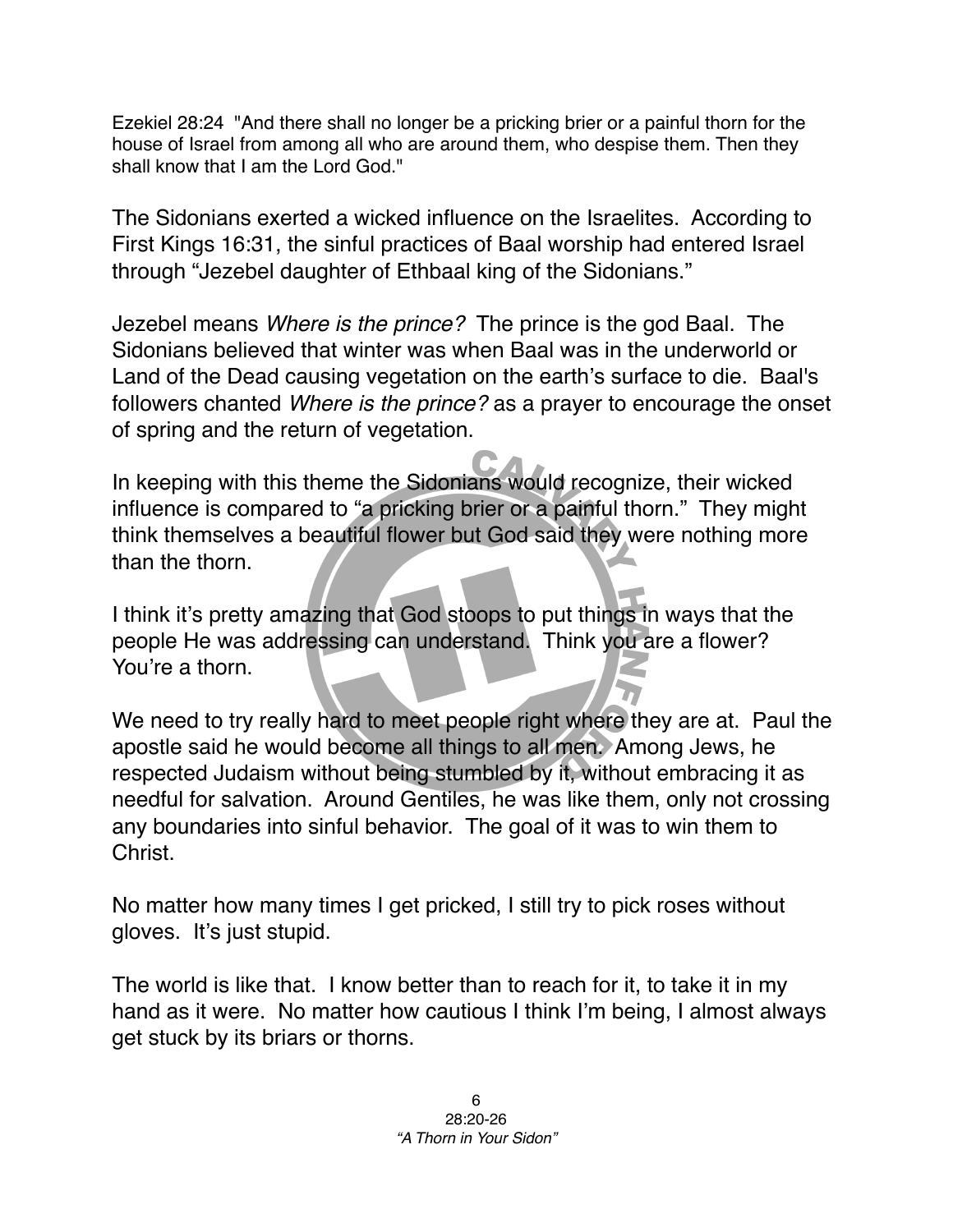Ezekiel 28:24 "And there shall no longer be a pricking brier or a painful thorn for the house of Israel from among all who are around them, who despise them. Then they shall know that I am the Lord God."

The Sidonians exerted a wicked influence on the Israelites. According to First Kings 16:31, the sinful practices of Baal worship had entered Israel through "Jezebel daughter of Ethbaal king of the Sidonians."

Jezebel means *Where is the prince?* The prince is the god Baal. The Sidonians believed that winter was when Baal was in the underworld or Land of the Dead causing vegetation on the earth's surface to die. Baal's followers chanted *Where is the prince?* as a prayer to encourage the onset of spring and the return of vegetation.

In keeping with this theme the Sidonians would recognize, their wicked influence is compared to "a pricking brier or a painful thorn." They might think themselves a beautiful flower but God said they were nothing more than the thorn.

I think it's pretty amazing that God stoops to put things in ways that the people He was addressing can understand. Think you are a flower? You're a thorn.

We need to try really hard to meet people right where they are at. Paul the apostle said he would become all things to all men. Among Jews, he respected Judaism without being stumbled by it, without embracing it as needful for salvation. Around Gentiles, he was like them, only not crossing any boundaries into sinful behavior. The goal of it was to win them to Christ.

No matter how many times I get pricked, I still try to pick roses without gloves. It's just stupid.

The world is like that. I know better than to reach for it, to take it in my hand as it were. No matter how cautious I think I'm being, I almost always get stuck by its briars or thorns.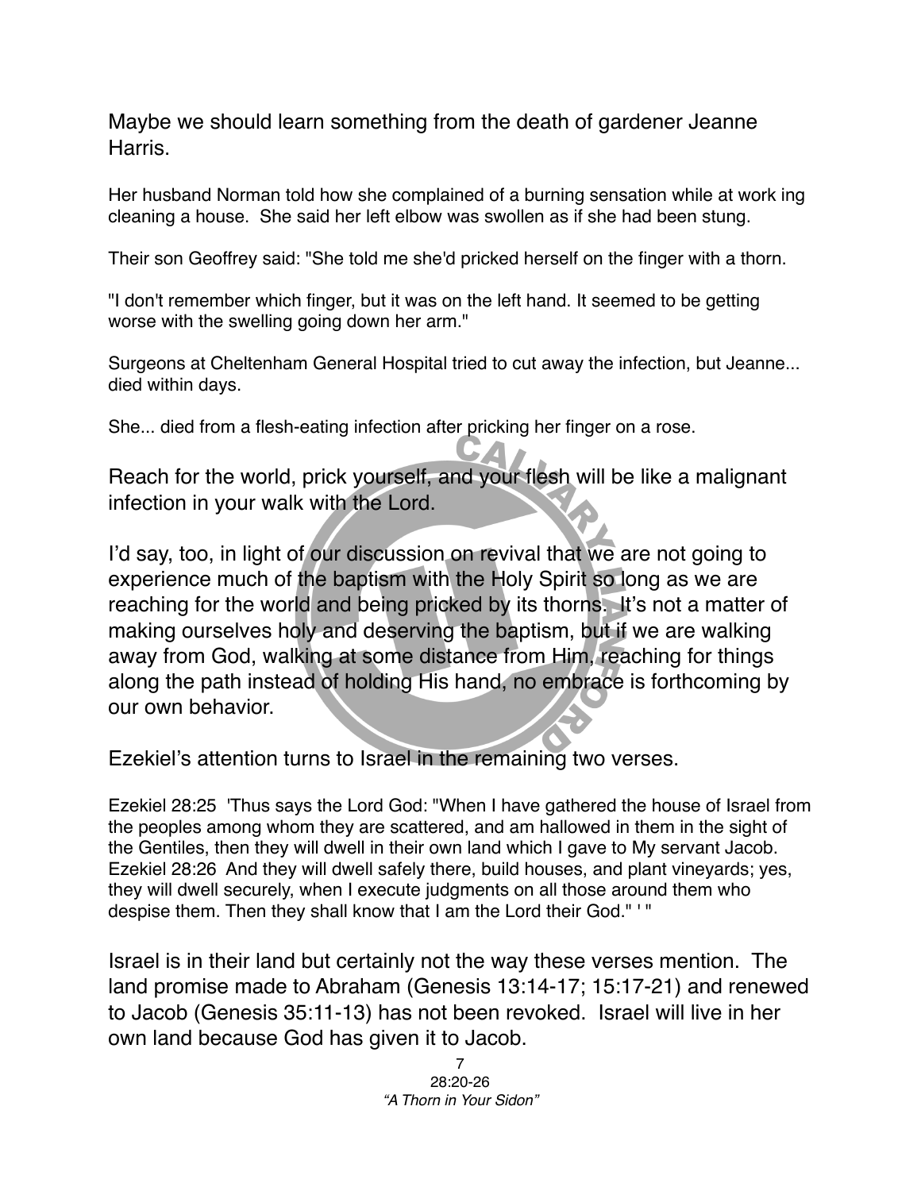Maybe we should learn something from the death of gardener Jeanne Harris.

Her husband Norman told how she complained of a burning sensation while at work ing cleaning a house. She said her left elbow was swollen as if she had been stung.

Their son Geoffrey said: "She told me she'd pricked herself on the finger with a thorn.

"I don't remember which finger, but it was on the left hand. It seemed to be getting worse with the swelling going down her arm."

Surgeons at Cheltenham General Hospital tried to cut away the infection, but Jeanne... died within days.

She... died from a flesh-eating infection after pricking her finger on a rose.

Reach for the world, prick yourself, and your flesh will be like a malignant infection in your walk with the Lord.

I'd say, too, in light of our discussion on revival that we are not going to experience much of the baptism with the Holy Spirit so long as we are reaching for the world and being pricked by its thorns. It's not a matter of making ourselves holy and deserving the baptism, but if we are walking away from God, walking at some distance from Him, reaching for things along the path instead of holding His hand, no embrace is forthcoming by our own behavior.

Ezekiel's attention turns to Israel in the remaining two verses.

Ezekiel 28:25 'Thus says the Lord God: "When I have gathered the house of Israel from the peoples among whom they are scattered, and am hallowed in them in the sight of the Gentiles, then they will dwell in their own land which I gave to My servant Jacob.
Ezekiel 28:26 And they will dwell safely there, build houses, and plant vineyards; yes, they will dwell securely, when I execute judgments on all those around them who despise them. Then they shall know that I am the Lord their God." ' "

Israel is in their land but certainly not the way these verses mention. The land promise made to Abraham (Genesis 13:14-17; 15:17-21) and renewed to Jacob (Genesis 35:11-13) has not been revoked. Israel will live in her own land because God has given it to Jacob.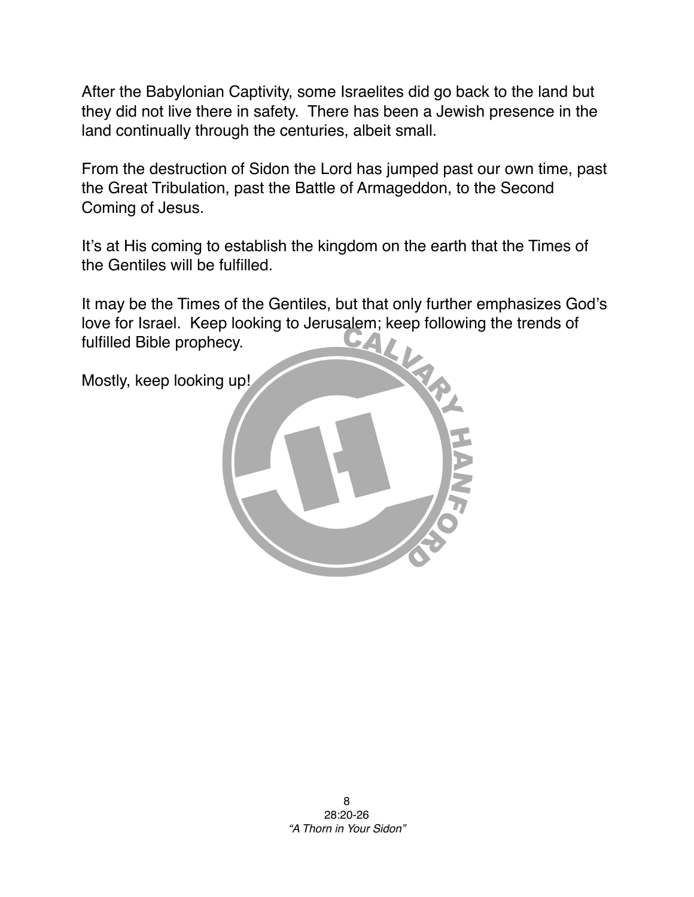After the Babylonian Captivity, some Israelites did go back to the land but they did not live there in safety. There has been a Jewish presence in the land continually through the centuries, albeit small.

From the destruction of Sidon the Lord has jumped past our own time, past the Great Tribulation, past the Battle of Armageddon, to the Second Coming of Jesus.

It's at His coming to establish the kingdom on the earth that the Times of the Gentiles will be fulfilled.

It may be the Times of the Gentiles, but that only further emphasizes God's love for Israel. Keep looking to Jerusalem; keep following the trends of fulfilled Bible prophecy.

Mostly, keep looking up!